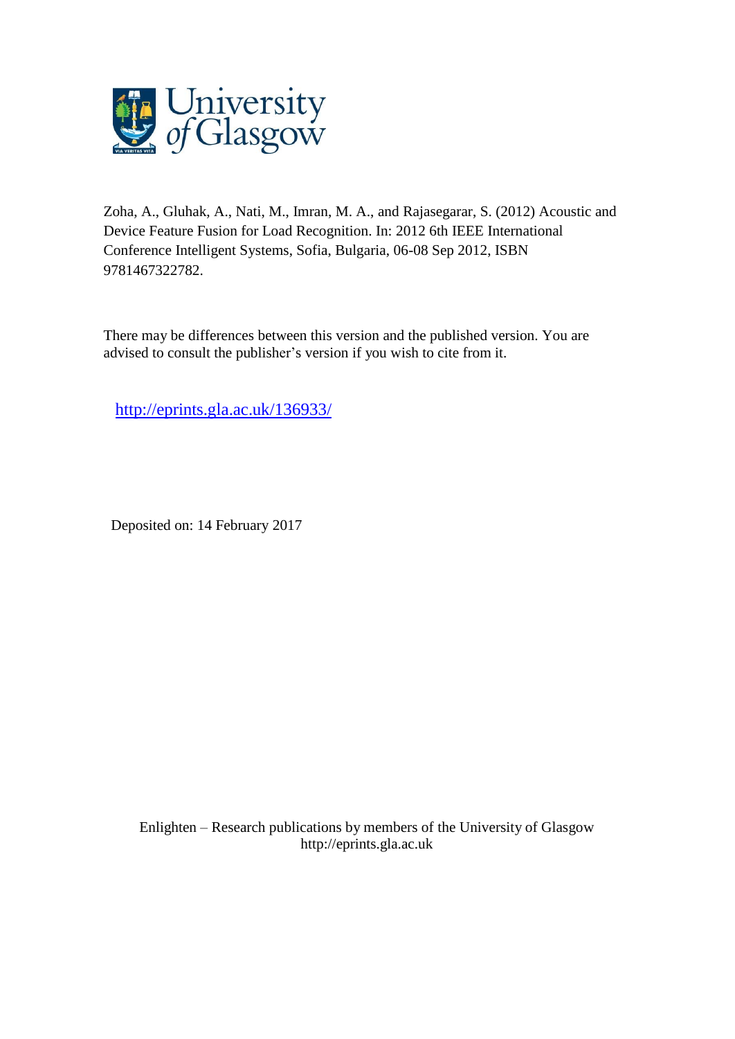Zoha, A., Gluhak, A., Nati, M., Imran, M. A., and Rajasegarar, S. (2012) Acoustic and Device Feature Fusion for Load Recognition. In: 2012 6th IEEE International Conference Intelligent Systems, Sofia, Bulgaria, 06-08 Sep 2012, ISBN 9781467322782.

There may be differences between this version and the published version. You are advised to consult the publisher's version if you wish to cite from it.

http://eprints.gla.ac.uk/136933/

Deposited on: 14 February 2017

Enlighten – Research publications by members of the University of Glasgow
http://eprints.gla.ac.uk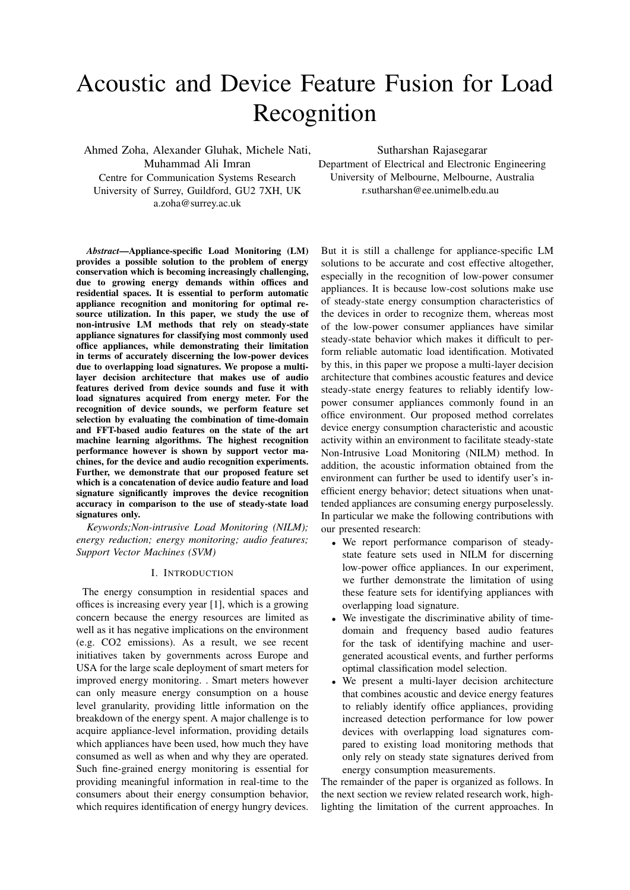# Acoustic and Device Feature Fusion for Load Recognition

Ahmed Zoha, Alexander Gluhak, Michele Nati, Muhammad Ali Imran
Centre for Communication Systems Research
University of Surrey, Guildford, GU2 7XH, UK
a.zoha@surrey.ac.uk

Sutharshan Rajasegarar
Department of Electrical and Electronic Engineering
University of Melbourne, Melbourne, Australia
r.sutharshan@ee.unimelb.edu.au

***Abstract*—Appliance-specific Load Monitoring (LM) provides a possible solution to the problem of energy conservation which is becoming increasingly challenging, due to growing energy demands within offices and residential spaces. It is essential to perform automatic appliance recognition and monitoring for optimal resource utilization. In this paper, we study the use of non-intrusive LM methods that rely on steady-state appliance signatures for classifying most commonly used office appliances, while demonstrating their limitation in terms of accurately discerning the low-power devices due to overlapping load signatures. We propose a multi-layer decision architecture that makes use of audio features derived from device sounds and fuse it with load signatures acquired from energy meter. For the recognition of device sounds, we perform feature set selection by evaluating the combination of time-domain and FFT-based audio features on the state of the art machine learning algorithms. The highest recognition performance however is shown by support vector machines, for the device and audio recognition experiments. Further, we demonstrate that our proposed feature set which is a concatenation of device audio feature and load signature significantly improves the device recognition accuracy in comparison to the use of steady-state load signatures only.**

*Keywords;Non-intrusive Load Monitoring (NILM); energy reduction; energy monitoring; audio features; Support Vector Machines (SVM)*

## I. Introduction

The energy consumption in residential spaces and offices is increasing every year [1], which is a growing concern because the energy resources are limited as well as it has negative implications on the environment (e.g. CO2 emissions). As a result, we see recent initiatives taken by governments across Europe and USA for the large scale deployment of smart meters for improved energy monitoring. . Smart meters however can only measure energy consumption on a house level granularity, providing little information on the breakdown of the energy spent. A major challenge is to acquire appliance-level information, providing details which appliances have been used, how much they have consumed as well as when and why they are operated. Such fine-grained energy monitoring is essential for providing meaningful information in real-time to the consumers about their energy consumption behavior, which requires identification of energy hungry devices. But it is still a challenge for appliance-specific LM solutions to be accurate and cost effective altogether, especially in the recognition of low-power consumer appliances. It is because low-cost solutions make use of steady-state energy consumption characteristics of the devices in order to recognize them, whereas most of the low-power consumer appliances have similar steady-state behavior which makes it difficult to perform reliable automatic load identification. Motivated by this, in this paper we propose a multi-layer decision architecture that combines acoustic features and device steady-state energy features to reliably identify low-power consumer appliances commonly found in an office environment. Our proposed method correlates device energy consumption characteristic and acoustic activity within an environment to facilitate steady-state Non-Intrusive Load Monitoring (NILM) method. In addition, the acoustic information obtained from the environment can further be used to identify user's inefficient energy behavior; detect situations when unattended appliances are consuming energy purposelessly. In particular we make the following contributions with our presented research:

- We report performance comparison of steady-state feature sets used in NILM for discerning low-power office appliances. In our experiment, we further demonstrate the limitation of using these feature sets for identifying appliances with overlapping load signature.
- We investigate the discriminative ability of time-domain and frequency based audio features for the task of identifying machine and user-generated acoustical events, and further performs optimal classification model selection.
- We present a multi-layer decision architecture that combines acoustic and device energy features to reliably identify office appliances, providing increased detection performance for low power devices with overlapping load signatures compared to existing load monitoring methods that only rely on steady state signatures derived from energy consumption measurements.

The remainder of the paper is organized as follows. In the next section we review related research work, highlighting the limitation of the current approaches. In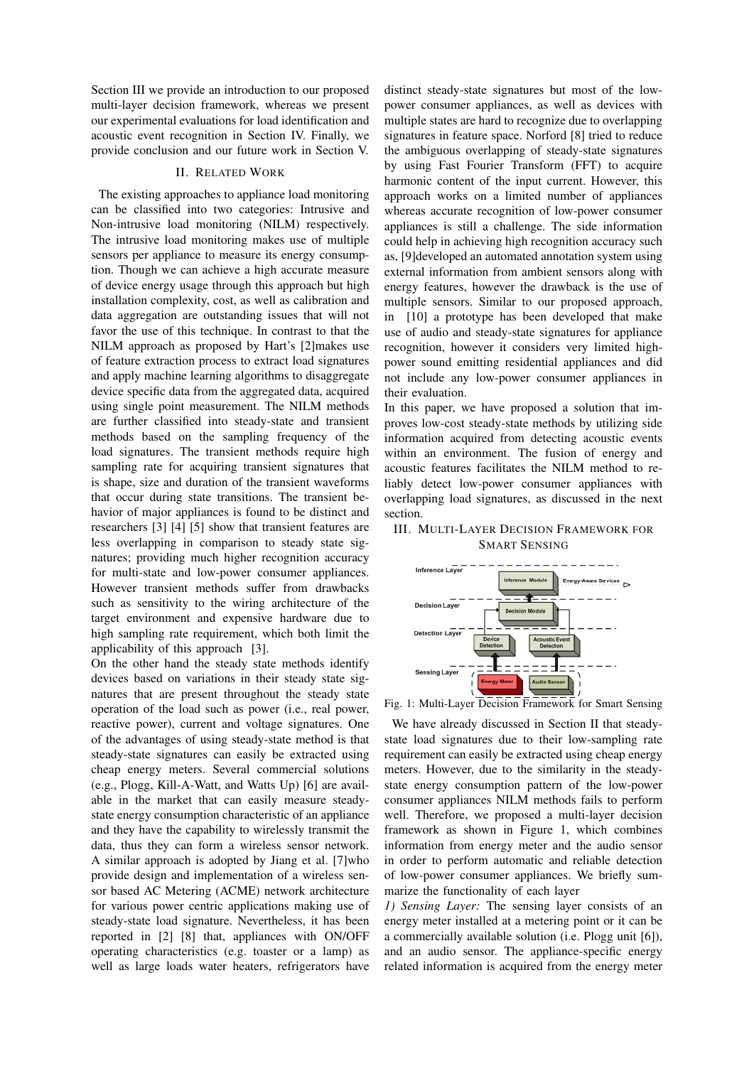Section III we provide an introduction to our proposed multi-layer decision framework, whereas we present our experimental evaluations for load identification and acoustic event recognition in Section IV. Finally, we provide conclusion and our future work in Section V.

## II. Related Work

The existing approaches to appliance load monitoring can be classified into two categories: Intrusive and Non-intrusive load monitoring (NILM) respectively. The intrusive load monitoring makes use of multiple sensors per appliance to measure its energy consumption. Though we can achieve a high accurate measure of device energy usage through this approach but high installation complexity, cost, as well as calibration and data aggregation are outstanding issues that will not favor the use of this technique. In contrast to that the NILM approach as proposed by Hart's [2]makes use of feature extraction process to extract load signatures and apply machine learning algorithms to disaggregate device specific data from the aggregated data, acquired using single point measurement. The NILM methods are further classified into steady-state and transient methods based on the sampling frequency of the load signatures. The transient methods require high sampling rate for acquiring transient signatures that is shape, size and duration of the transient waveforms that occur during state transitions. The transient behavior of major appliances is found to be distinct and researchers [3] [4] [5] show that transient features are less overlapping in comparison to steady state signatures; providing much higher recognition accuracy for multi-state and low-power consumer appliances. However transient methods suffer from drawbacks such as sensitivity to the wiring architecture of the target environment and expensive hardware due to high sampling rate requirement, which both limit the applicability of this approach [3].

On the other hand the steady state methods identify devices based on variations in their steady state signatures that are present throughout the steady state operation of the load such as power (i.e., real power, reactive power), current and voltage signatures. One of the advantages of using steady-state method is that steady-state signatures can easily be extracted using cheap energy meters. Several commercial solutions (e.g., Plogg, Kill-A-Watt, and Watts Up) [6] are available in the market that can easily measure steady-state energy consumption characteristic of an appliance and they have the capability to wirelessly transmit the data, thus they can form a wireless sensor network. A similar approach is adopted by Jiang et al. [7]who provide design and implementation of a wireless sensor based AC Metering (ACME) network architecture for various power centric applications making use of steady-state load signature. Nevertheless, it has been reported in [2] [8] that, appliances with ON/OFF operating characteristics (e.g. toaster or a lamp) as well as large loads water heaters, refrigerators have distinct steady-state signatures but most of the low-power consumer appliances, as well as devices with multiple states are hard to recognize due to overlapping signatures in feature space. Norford [8] tried to reduce the ambiguous overlapping of steady-state signatures by using Fast Fourier Transform (FFT) to acquire harmonic content of the input current. However, this approach works on a limited number of appliances whereas accurate recognition of low-power consumer appliances is still a challenge. The side information could help in achieving high recognition accuracy such as, [9]developed an automated annotation system using external information from ambient sensors along with energy features, however the drawback is the use of multiple sensors. Similar to our proposed approach, in [10] a prototype has been developed that make use of audio and steady-state signatures for appliance recognition, however it considers very limited high-power sound emitting residential appliances and did not include any low-power consumer appliances in their evaluation.

In this paper, we have proposed a solution that improves low-cost steady-state methods by utilizing side information acquired from detecting acoustic events within an environment. The fusion of energy and acoustic features facilitates the NILM method to reliably detect low-power consumer appliances with overlapping load signatures, as discussed in the next section.

## III. Multi-Layer Decision Framework for Smart Sensing

Fig. 1: Multi-Layer Decision Framework for Smart Sensing

We have already discussed in Section II that steady-state load signatures due to their low-sampling rate requirement can easily be extracted using cheap energy meters. However, due to the similarity in the steady-state energy consumption pattern of the low-power consumer appliances NILM methods fails to perform well. Therefore, we proposed a multi-layer decision framework as shown in Figure 1, which combines information from energy meter and the audio sensor in order to perform automatic and reliable detection of low-power consumer appliances. We briefly summarize the functionality of each layer

*1) Sensing Layer:* The sensing layer consists of an energy meter installed at a metering point or it can be a commercially available solution (i.e. Plogg unit [6]), and an audio sensor. The appliance-specific energy related information is acquired from the energy meter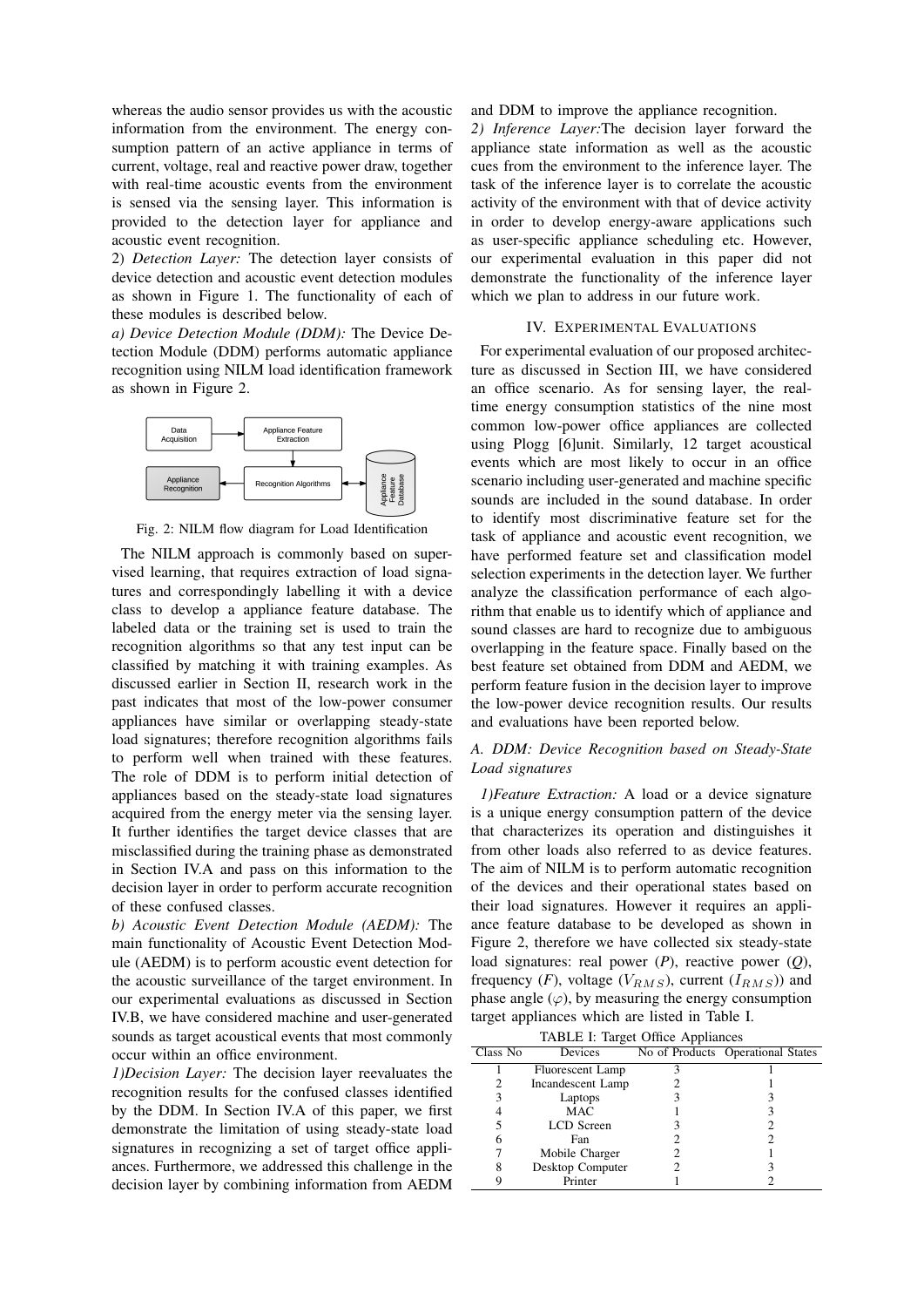whereas the audio sensor provides us with the acoustic information from the environment. The energy consumption pattern of an active appliance in terms of current, voltage, real and reactive power draw, together with real-time acoustic events from the environment is sensed via the sensing layer. This information is provided to the detection layer for appliance and acoustic event recognition.

2) *Detection Layer:* The detection layer consists of device detection and acoustic event detection modules as shown in Figure 1. The functionality of each of these modules is described below.

*a) Device Detection Module (DDM):* The Device Detection Module (DDM) performs automatic appliance recognition using NILM load identification framework as shown in Figure 2.

Data Acquisition → Appliance Feature Extraction → Recognition Algorithms ↔ Appliance Feature Database; Recognition Algorithms → Appliance Recognition

Fig. 2: NILM flow diagram for Load Identification

The NILM approach is commonly based on supervised learning, that requires extraction of load signatures and correspondingly labelling it with a device class to develop a appliance feature database. The labeled data or the training set is used to train the recognition algorithms so that any test input can be classified by matching it with training examples. As discussed earlier in Section II, research work in the past indicates that most of the low-power consumer appliances have similar or overlapping steady-state load signatures; therefore recognition algorithms fails to perform well when trained with these features. The role of DDM is to perform initial detection of appliances based on the steady-state load signatures acquired from the energy meter via the sensing layer. It further identifies the target device classes that are misclassified during the training phase as demonstrated in Section IV.A and pass on this information to the decision layer in order to perform accurate recognition of these confused classes.

*b) Acoustic Event Detection Module (AEDM):* The main functionality of Acoustic Event Detection Module (AEDM) is to perform acoustic event detection for the acoustic surveillance of the target environment. In our experimental evaluations as discussed in Section IV.B, we have considered machine and user-generated sounds as target acoustical events that most commonly occur within an office environment.

*1)Decision Layer:* The decision layer reevaluates the recognition results for the confused classes identified by the DDM. In Section IV.A of this paper, we first demonstrate the limitation of using steady-state load signatures in recognizing a set of target office appliances. Furthermore, we addressed this challenge in the decision layer by combining information from AEDM and DDM to improve the appliance recognition.

*2) Inference Layer:*The decision layer forward the appliance state information as well as the acoustic cues from the environment to the inference layer. The task of the inference layer is to correlate the acoustic activity of the environment with that of device activity in order to develop energy-aware applications such as user-specific appliance scheduling etc. However, our experimental evaluation in this paper did not demonstrate the functionality of the inference layer which we plan to address in our future work.

## IV. Experimental Evaluations

For experimental evaluation of our proposed architecture as discussed in Section III, we have considered an office scenario. As for sensing layer, the real-time energy consumption statistics of the nine most common low-power office appliances are collected using Plogg [6]unit. Similarly, 12 target acoustical events which are most likely to occur in an office scenario including user-generated and machine specific sounds are included in the sound database. In order to identify most discriminative feature set for the task of appliance and acoustic event recognition, we have performed feature set and classification model selection experiments in the detection layer. We further analyze the classification performance of each algorithm that enable us to identify which of appliance and sound classes are hard to recognize due to ambiguous overlapping in the feature space. Finally based on the best feature set obtained from DDM and AEDM, we perform feature fusion in the decision layer to improve the low-power device recognition results. Our results and evaluations have been reported below.

### *A. DDM: Device Recognition based on Steady-State Load signatures*

*1)Feature Extraction:* A load or a device signature is a unique energy consumption pattern of the device that characterizes its operation and distinguishes it from other loads also referred to as device features. The aim of NILM is to perform automatic recognition of the devices and their operational states based on their load signatures. However it requires an appliance feature database to be developed as shown in Figure 2, therefore we have collected six steady-state load signatures: real power (*P*), reactive power (*Q*), frequency (*F*), voltage ($V_{RMS}$), current ($I_{RMS}$)) and phase angle ($\varphi$), by measuring the energy consumption target appliances which are listed in Table I.

TABLE I: Target Office Appliances

| Class No | Devices | No of Products | Operational States |
|---|---|---|---|
| 1 | Fluorescent Lamp | 3 | 1 |
| 2 | Incandescent Lamp | 2 | 1 |
| 3 | Laptops | 3 | 3 |
| 4 | MAC | 1 | 3 |
| 5 | LCD Screen | 3 | 2 |
| 6 | Fan | 2 | 2 |
| 7 | Mobile Charger | 2 | 1 |
| 8 | Desktop Computer | 2 | 3 |
| 9 | Printer | 1 | 2 |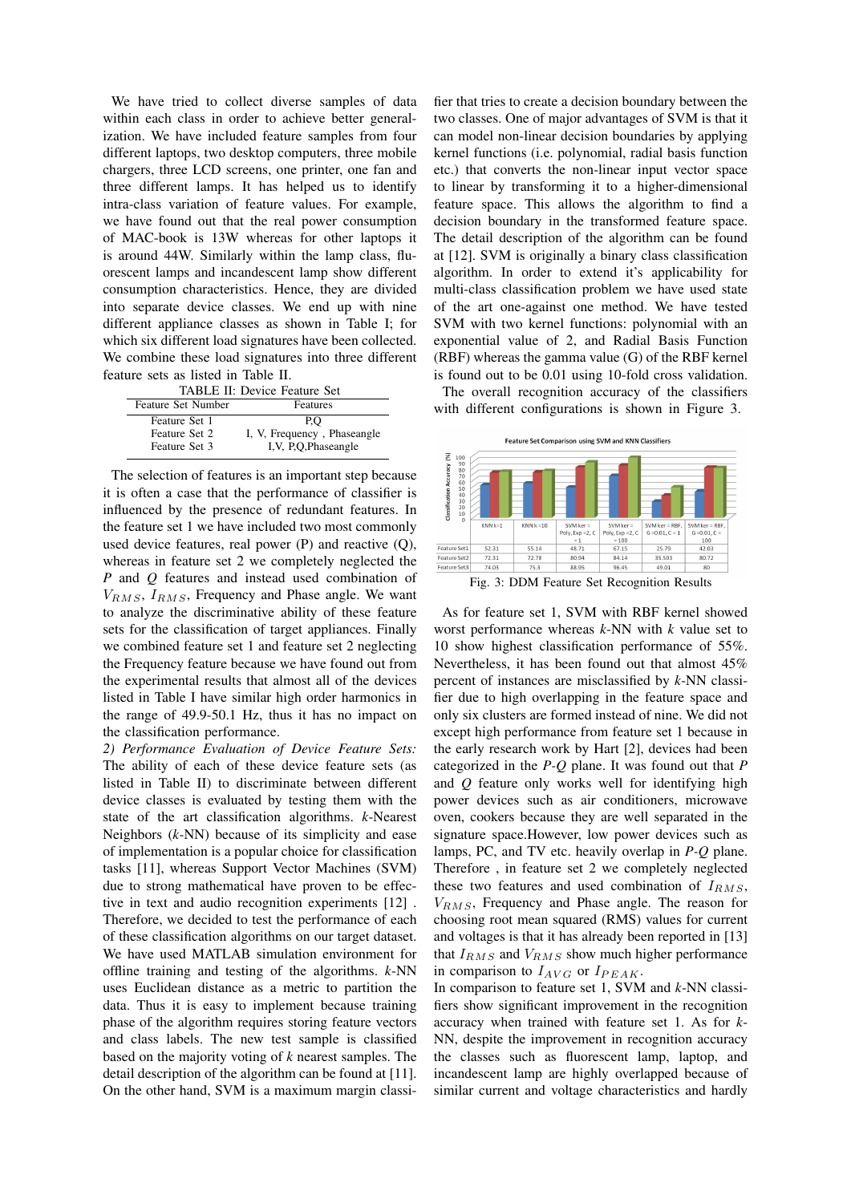We have tried to collect diverse samples of data within each class in order to achieve better generalization. We have included feature samples from four different laptops, two desktop computers, three mobile chargers, three LCD screens, one printer, one fan and three different lamps. It has helped us to identify intra-class variation of feature values. For example, we have found out that the real power consumption of MAC-book is 13W whereas for other laptops it is around 44W. Similarly within the lamp class, fluorescent lamps and incandescent lamp show different consumption characteristics. Hence, they are divided into separate device classes. We end up with nine different appliance classes as shown in Table I; for which six different load signatures have been collected. We combine these load signatures into three different feature sets as listed in Table II.

TABLE II: Device Feature Set

| Feature Set Number | Features |
|---|---|
| Feature Set 1 | P,Q |
| Feature Set 2 | I, V, Frequency , Phaseangle |
| Feature Set 3 | I,V, P,Q,Phaseangle |

The selection of features is an important step because it is often a case that the performance of classifier is influenced by the presence of redundant features. In the feature set 1 we have included two most commonly used device features, real power (P) and reactive (Q), whereas in feature set 2 we completely neglected the *P* and *Q* features and instead used combination of $V_{RMS}$, $I_{RMS}$, Frequency and Phase angle. We want to analyze the discriminative ability of these feature sets for the classification of target appliances. Finally we combined feature set 1 and feature set 2 neglecting the Frequency feature because we have found out from the experimental results that almost all of the devices listed in Table I have similar high order harmonics in the range of 49.9-50.1 Hz, thus it has no impact on the classification performance.

*2) Performance Evaluation of Device Feature Sets:* The ability of each of these device feature sets (as listed in Table II) to discriminate between different device classes is evaluated by testing them with the state of the art classification algorithms. *k*-Nearest Neighbors (*k*-NN) because of its simplicity and ease of implementation is a popular choice for classification tasks [11], whereas Support Vector Machines (SVM) due to strong mathematical have proven to be effective in text and audio recognition experiments [12] . Therefore, we decided to test the performance of each of these classification algorithms on our target dataset. We have used MATLAB simulation environment for offline training and testing of the algorithms. *k*-NN uses Euclidean distance as a metric to partition the data. Thus it is easy to implement because training phase of the algorithm requires storing feature vectors and class labels. The new test sample is classified based on the majority voting of *k* nearest samples. The detail description of the algorithm can be found at [11]. On the other hand, SVM is a maximum margin classifier that tries to create a decision boundary between the two classes. One of major advantages of SVM is that it can model non-linear decision boundaries by applying kernel functions (i.e. polynomial, radial basis function etc.) that converts the non-linear input vector space to linear by transforming it to a higher-dimensional feature space. This allows the algorithm to find a decision boundary in the transformed feature space. The detail description of the algorithm can be found at [12]. SVM is originally a binary class classification algorithm. In order to extend it's applicability for multi-class classification problem we have used state of the art one-against one method. We have tested SVM with two kernel functions: polynomial with an exponential value of 2, and Radial Basis Function (RBF) whereas the gamma value (G) of the RBF kernel is found out to be 0.01 using 10-fold cross validation.

The overall recognition accuracy of the classifiers with different configurations is shown in Figure 3.

Feature Set Comparison using SVM and KNN Classifiers

|  | KNN k=1 | KNN k=10 | SVM ker = Poly, Exp =2, C = 1 | SVM ker = Poly, Exp =2, C = 100 | SVM ker = RBF, G =0.01, C = 1 | SVM ker = RBF, G =0.01, C = 100 |
|---|---|---|---|---|---|---|
| Feature Set1 | 52.31 | 55.14 | 48.71 | 67.15 | 25.79 | 42.03 |
| Feature Set2 | 72.31 | 72.78 | 80.94 | 84.14 | 35.503 | 80.72 |
| Feature Set3 | 74.03 | 75.3 | 88.95 | 96.45 | 49.01 | 80 |

Fig. 3: DDM Feature Set Recognition Results

As for feature set 1, SVM with RBF kernel showed worst performance whereas *k*-NN with *k* value set to 10 show highest classification performance of 55%. Nevertheless, it has been found out that almost 45% percent of instances are misclassified by *k*-NN classifier due to high overlapping in the feature space and only six clusters are formed instead of nine. We did not except high performance from feature set 1 because in the early research work by Hart [2], devices had been categorized in the *P*-*Q* plane. It was found out that *P* and *Q* feature only works well for identifying high power devices such as air conditioners, microwave oven, cookers because they are well separated in the signature space.However, low power devices such as lamps, PC, and TV etc. heavily overlap in *P*-*Q* plane. Therefore , in feature set 2 we completely neglected these two features and used combination of $I_{RMS}$, $V_{RMS}$, Frequency and Phase angle. The reason for choosing root mean squared (RMS) values for current and voltages is that it has already been reported in [13] that $I_{RMS}$ and $V_{RMS}$ show much higher performance in comparison to $I_{AVG}$ or $I_{PEAK}$.

In comparison to feature set 1, SVM and *k*-NN classifiers show significant improvement in the recognition accuracy when trained with feature set 1. As for *k*-NN, despite the improvement in recognition accuracy the classes such as fluorescent lamp, laptop, and incandescent lamp are highly overlapped because of similar current and voltage characteristics and hardly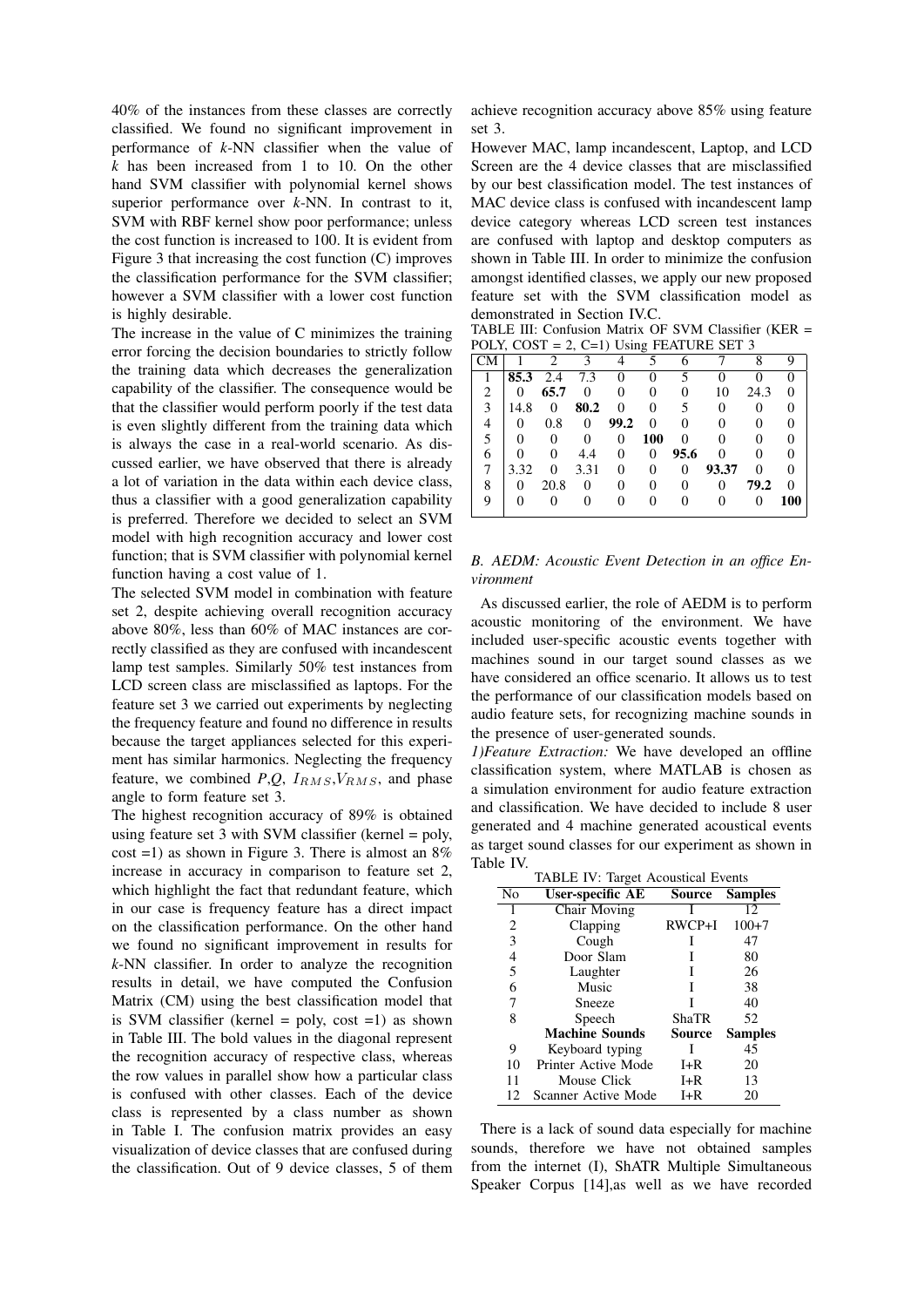40% of the instances from these classes are correctly classified. We found no significant improvement in performance of $k$-NN classifier when the value of $k$ has been increased from 1 to 10. On the other hand SVM classifier with polynomial kernel shows superior performance over $k$-NN. In contrast to it, SVM with RBF kernel show poor performance; unless the cost function is increased to 100. It is evident from Figure 3 that increasing the cost function (C) improves the classification performance for the SVM classifier; however a SVM classifier with a lower cost function is highly desirable.

The increase in the value of C minimizes the training error forcing the decision boundaries to strictly follow the training data which decreases the generalization capability of the classifier. The consequence would be that the classifier would perform poorly if the test data is even slightly different from the training data which is always the case in a real-world scenario. As discussed earlier, we have observed that there is already a lot of variation in the data within each device class, thus a classifier with a good generalization capability is preferred. Therefore we decided to select an SVM model with high recognition accuracy and lower cost function; that is SVM classifier with polynomial kernel function having a cost value of 1.

The selected SVM model in combination with feature set 2, despite achieving overall recognition accuracy above 80%, less than 60% of MAC instances are correctly classified as they are confused with incandescent lamp test samples. Similarly 50% test instances from LCD screen class are misclassified as laptops. For the feature set 3 we carried out experiments by neglecting the frequency feature and found no difference in results because the target appliances selected for this experiment has similar harmonics. Neglecting the frequency feature, we combined $P$,$Q$, $I_{RMS}$,$V_{RMS}$, and phase angle to form feature set 3.

The highest recognition accuracy of 89% is obtained using feature set 3 with SVM classifier (kernel = poly, cost =1) as shown in Figure 3. There is almost an 8% increase in accuracy in comparison to feature set 2, which highlight the fact that redundant feature, which in our case is frequency feature has a direct impact on the classification performance. On the other hand we found no significant improvement in results for $k$-NN classifier. In order to analyze the recognition results in detail, we have computed the Confusion Matrix (CM) using the best classification model that is SVM classifier (kernel = poly, cost =1) as shown in Table III. The bold values in the diagonal represent the recognition accuracy of respective class, whereas the row values in parallel show how a particular class is confused with other classes. Each of the device class is represented by a class number as shown in Table I. The confusion matrix provides an easy visualization of device classes that are confused during the classification. Out of 9 device classes, 5 of them achieve recognition accuracy above 85% using feature set 3.

However MAC, lamp incandescent, Laptop, and LCD Screen are the 4 device classes that are misclassified by our best classification model. The test instances of MAC device class is confused with incandescent lamp device category whereas LCD screen test instances are confused with laptop and desktop computers as shown in Table III. In order to minimize the confusion amongst identified classes, we apply our new proposed feature set with the SVM classification model as demonstrated in Section IV.C.

TABLE III: Confusion Matrix OF SVM Classifier (KER = POLY, COST = 2, C=1) Using FEATURE SET 3

| CM | 1 | 2 | 3 | 4 | 5 | 6 | 7 | 8 | 9 |
|---|---|---|---|---|---|---|---|---|---|
| 1 | **85.3** | 2.4 | 7.3 | 0 | 0 | 5 | 0 | 0 | 0 |
| 2 | 0 | **65.7** | 0 | 0 | 0 | 0 | 10 | 24.3 | 0 |
| 3 | 14.8 | 0 | **80.2** | 0 | 0 | 5 | 0 | 0 | 0 |
| 4 | 0 | 0.8 | 0 | **99.2** | 0 | 0 | 0 | 0 | 0 |
| 5 | 0 | 0 | 0 | 0 | **100** | 0 | 0 | 0 | 0 |
| 6 | 0 | 0 | 4.4 | 0 | 0 | **95.6** | 0 | 0 | 0 |
| 7 | 3.32 | 0 | 3.31 | 0 | 0 | 0 | **93.37** | 0 | 0 |
| 8 | 0 | 20.8 | 0 | 0 | 0 | 0 | 0 | **79.2** | 0 |
| 9 | 0 | 0 | 0 | 0 | 0 | 0 | 0 | 0 | **100** |

### B. AEDM: Acoustic Event Detection in an office Environment

As discussed earlier, the role of AEDM is to perform acoustic monitoring of the environment. We have included user-specific acoustic events together with machines sound in our target sound classes as we have considered an office scenario. It allows us to test the performance of our classification models based on audio feature sets, for recognizing machine sounds in the presence of user-generated sounds.

*1)Feature Extraction:* We have developed an offline classification system, where MATLAB is chosen as a simulation environment for audio feature extraction and classification. We have decided to include 8 user generated and 4 machine generated acoustical events as target sound classes for our experiment as shown in Table IV.

TABLE IV: Target Acoustical Events

| No | User-specific AE | Source | Samples |
|---|---|---|---|
| 1 | Chair Moving | I | 12 |
| 2 | Clapping | RWCP+I | 100+7 |
| 3 | Cough | I | 47 |
| 4 | Door Slam | I | 80 |
| 5 | Laughter | I | 26 |
| 6 | Music | I | 38 |
| 7 | Sneeze | I | 40 |
| 8 | Speech | ShaTR | 52 |
| | **Machine Sounds** | **Source** | **Samples** |
| 9 | Keyboard typing | I | 45 |
| 10 | Printer Active Mode | I+R | 20 |
| 11 | Mouse Click | I+R | 13 |
| 12 | Scanner Active Mode | I+R | 20 |

There is a lack of sound data especially for machine sounds, therefore we have not obtained samples from the internet (I), ShATR Multiple Simultaneous Speaker Corpus [14],as well as we have recorded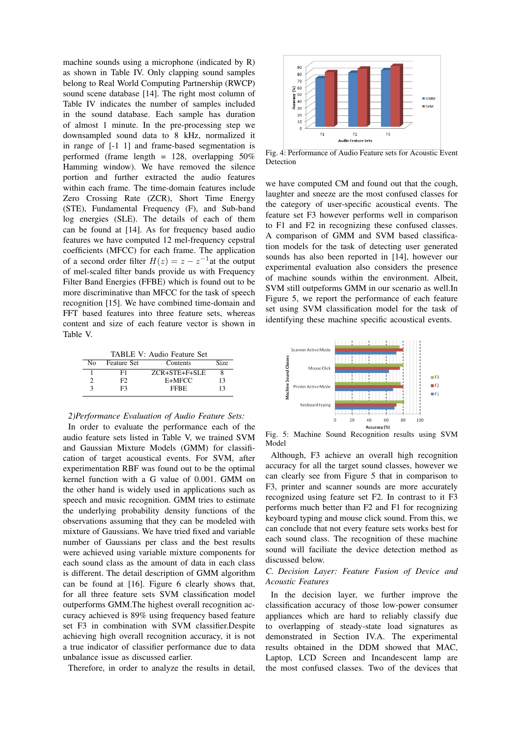machine sounds using a microphone (indicated by R) as shown in Table IV. Only clapping sound samples belong to Real World Computing Partnership (RWCP) sound scene database [14]. The right most column of Table IV indicates the number of samples included in the sound database. Each sample has duration of almost 1 minute. In the pre-processing step we downsampled sound data to 8 kHz, normalized it in range of [-1 1] and frame-based segmentation is performed (frame length = 128, overlapping 50% Hamming window). We have removed the silence portion and further extracted the audio features within each frame. The time-domain features include Zero Crossing Rate (ZCR), Short Time Energy (STE), Fundamental Frequency (F), and Sub-band log energies (SLE). The details of each of them can be found at [14]. As for frequency based audio features we have computed 12 mel-frequency cepstral coefficients (MFCC) for each frame. The application of a second order filter $H(z) = z - z^{-1}$at the output of mel-scaled filter bands provide us with Frequency Filter Band Energies (FFBE) which is found out to be more discriminative than MFCC for the task of speech recognition [15]. We have combined time-domain and FFT based features into three feature sets, whereas content and size of each feature vector is shown in Table V.

TABLE V: Audio Feature Set

| No | Feature Set | Contents | Size |
|---|---|---|---|
| 1 | F1 | ZCR+STE+F+SLE | 8 |
| 2 | F2 | E+MFCC | 13 |
| 3 | F3 | FFBE | 13 |

*2)Performance Evaluation of Audio Feature Sets:* In order to evaluate the performance each of the audio feature sets listed in Table V, we trained SVM and Gaussian Mixture Models (GMM) for classification of target acoustical events. For SVM, after experimentation RBF was found out to be the optimal kernel function with a G value of 0.001. GMM on the other hand is widely used in applications such as speech and music recognition. GMM tries to estimate the underlying probability density functions of the observations assuming that they can be modeled with mixture of Gaussians. We have tried fixed and variable number of Gaussians per class and the best results were achieved using variable mixture components for each sound class as the amount of data in each class is different. The detail description of GMM algorithm can be found at [16]. Figure 6 clearly shows that, for all three feature sets SVM classification model outperforms GMM.The highest overall recognition accuracy achieved is 89% using frequency based feature set F3 in combination with SVM classifier.Despite achieving high overall recognition accuracy, it is not a true indicator of classifier performance due to data unbalance issue as discussed earlier.

Therefore, in order to analyze the results in detail, we have computed CM and found out that the cough, laughter and sneeze are the most confused classes for the category of user-specific acoustical events. The feature set F3 however performs well in comparison to F1 and F2 in recognizing these confused classes. A comparison of GMM and SVM based classification models for the task of detecting user generated sounds has also been reported in [14], however our experimental evaluation also considers the presence of machine sounds within the environment. Albeit, SVM still outpeforms GMM in our scenario as well.In Figure 5, we report the performance of each feature set using SVM classification model for the task of identifying these machine specific acoustical events.

Fig. 4: Performance of Audio Feature sets for Acoustic Event Detection

Fig. 5: Machine Sound Recognition results using SVM Model

Although, F3 achieve an overall high recognition accuracy for all the target sound classes, however we can clearly see from Figure 5 that in comparison to F3, printer and scanner sounds are more accurately recognized using feature set F2. In contrast to it F3 performs much better than F2 and F1 for recognizing keyboard typing and mouse click sound. From this, we can conclude that not every feature sets works best for each sound class. The recognition of these machine sound will faciliate the device detection method as discussed below.

*C. Decision Layer: Feature Fusion of Device and Acoustic Features*

In the decision layer, we further improve the classification accuracy of those low-power consumer appliances which are hard to reliably classify due to overlapping of steady-state load signatures as demonstrated in Section IV.A. The experimental results obtained in the DDM showed that MAC, Laptop, LCD Screen and Incandescent lamp are the most confused classes. Two of the devices that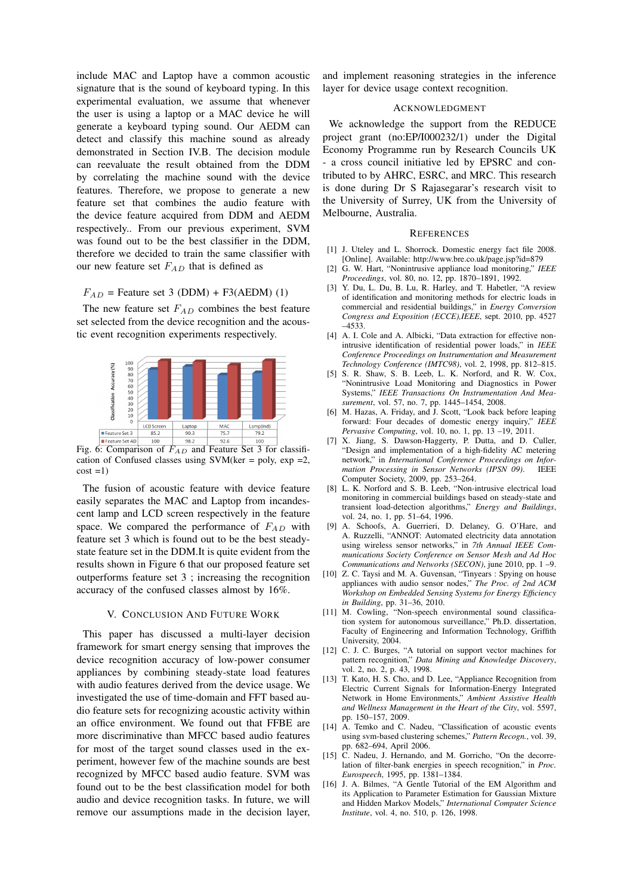include MAC and Laptop have a common acoustic signature that is the sound of keyboard typing. In this experimental evaluation, we assume that whenever the user is using a laptop or a MAC device he will generate a keyboard typing sound. Our AEDM can detect and classify this machine sound as already demonstrated in Section IV.B. The decision module can reevaluate the result obtained from the DDM by correlating the machine sound with the device features. Therefore, we propose to generate a new feature set that combines the audio feature with the device feature acquired from DDM and AEDM respectively.. From our previous experiment, SVM was found out to be the best classifier in the DDM, therefore we decided to train the same classifier with our new feature set $F_{AD}$ that is defined as

$$F_{AD} = \text{Feature set 3 (DDM)} + \text{F3(AEDM)} \quad (1)$$

The new feature set $F_{AD}$ combines the best feature set selected from the device recognition and the acoustic event recognition experiments respectively.

Classification Accuracy(%)
100
90
80
70
60
50
40
30
20
10
0
LCD Screen
Laptop
MAC
Lamp(Ind)
Feature Set 3: 85.2, 90.3, 75.7, 79.2
Feature Set AD: 100, 98.2, 92.6, 100

Fig. 6: Comparison of $F_{AD}$ and Feature Set 3 for classification of Confused classes using SVM(ker = poly, exp =2, cost =1)

The fusion of acoustic feature with device feature easily separates the MAC and Laptop from incandescent lamp and LCD screen respectively in the feature space. We compared the performance of $F_{AD}$ with feature set 3 which is found out to be the best steady-state feature set in the DDM.It is quite evident from the results shown in Figure 6 that our proposed feature set outperforms feature set 3 ; increasing the recognition accuracy of the confused classes almost by 16%.

## V. Conclusion And Future Work

This paper has discussed a multi-layer decision framework for smart energy sensing that improves the device recognition accuracy of low-power consumer appliances by combining steady-state load features with audio features derived from the device usage. We investigated the use of time-domain and FFT based audio feature sets for recognizing acoustic activity within an office environment. We found out that FFBE are more discriminative than MFCC based audio features for most of the target sound classes used in the experiment, however few of the machine sounds are best recognized by MFCC based audio feature. SVM was found out to be the best classification model for both audio and device recognition tasks. In future, we will remove our assumptions made in the decision layer, and implement reasoning strategies in the inference layer for device usage context recognition.

## Acknowledgment

We acknowledge the support from the REDUCE project grant (no:EP/I000232/1) under the Digital Economy Programme run by Research Councils UK - a cross council initiative led by EPSRC and contributed to by AHRC, ESRC, and MRC. This research is done during Dr S Rajasegarar's research visit to the University of Surrey, UK from the University of Melbourne, Australia.

## References

[1] J. Uteley and L. Shorrock. Domestic energy fact file 2008. [Online]. Available: http://www.bre.co.uk/page.jsp?id=879

[2] G. W. Hart, "Nonintrusive appliance load monitoring," *IEEE Proceedings*, vol. 80, no. 12, pp. 1870–1891, 1992.

[3] Y. Du, L. Du, B. Lu, R. Harley, and T. Habetler, "A review of identification and monitoring methods for electric loads in commercial and residential buildings," in *Energy Conversion Congress and Exposition (ECCE),IEEE*, sept. 2010, pp. 4527 –4533.

[4] A. I. Cole and A. Albicki, "Data extraction for effective non-intrusive identification of residential power loads," in *IEEE Conference Proceedings on Instrumentation and Measurement Technology Conference (IMTC98)*, vol. 2, 1998, pp. 812–815.

[5] S. R. Shaw, S. B. Leeb, L. K. Norford, and R. W. Cox, "Nonintrusive Load Monitoring and Diagnostics in Power Systems," *IEEE Transactions On Instrumentation And Measurement*, vol. 57, no. 7, pp. 1445–1454, 2008.

[6] M. Hazas, A. Friday, and J. Scott, "Look back before leaping forward: Four decades of domestic energy inquiry," *IEEE Pervasive Computing*, vol. 10, no. 1, pp. 13 –19, 2011.

[7] X. Jiang, S. Dawson-Haggerty, P. Dutta, and D. Culler, "Design and implementation of a high-fidelity AC metering network," in *International Conference Proceedings on Information Processing in Sensor Networks (IPSN 09)*. IEEE Computer Society, 2009, pp. 253–264.

[8] L. K. Norford and S. B. Leeb, "Non-intrusive electrical load monitoring in commercial buildings based on steady-state and transient load-detection algorithms," *Energy and Buildings*, vol. 24, no. 1, pp. 51–64, 1996.

[9] A. Schoofs, A. Guerrieri, D. Delaney, G. O'Hare, and A. Ruzzelli, "ANNOT: Automated electricity data annotation using wireless sensor networks," in *7th Annual IEEE Communications Society Conference on Sensor Mesh and Ad Hoc Communications and Networks (SECON)*, june 2010, pp. 1 –9.

[10] Z. C. Taysi and M. A. Guvensan, "Tinyears : Spying on house appliances with audio sensor nodes," *The Proc. of 2nd ACM Workshop on Embedded Sensing Systems for Energy Efficiency in Building*, pp. 31–36, 2010.

[11] M. Cowling, "Non-speech environmental sound classification system for autonomous surveillance," Ph.D. dissertation, Faculty of Engineering and Information Technology, Griffith University, 2004.

[12] C. J. C. Burges, "A tutorial on support vector machines for pattern recognition," *Data Mining and Knowledge Discovery*, vol. 2, no. 2, p. 43, 1998.

[13] T. Kato, H. S. Cho, and D. Lee, "Appliance Recognition from Electric Current Signals for Information-Energy Integrated Network in Home Environments," *Ambient Assistive Health and Wellness Management in the Heart of the City*, vol. 5597, pp. 150–157, 2009.

[14] A. Temko and C. Nadeu, "Classification of acoustic events using svm-based clustering schemes," *Pattern Recogn.*, vol. 39, pp. 682–694, April 2006.

[15] C. Nadeu, J. Hernando, and M. Gorricho, "On the decorrelation of filter-bank energies in speech recognition," in *Proc. Eurospeech*, 1995, pp. 1381–1384.

[16] J. A. Bilmes, "A Gentle Tutorial of the EM Algorithm and its Application to Parameter Estimation for Gaussian Mixture and Hidden Markov Models," *International Computer Science Institute*, vol. 4, no. 510, p. 126, 1998.